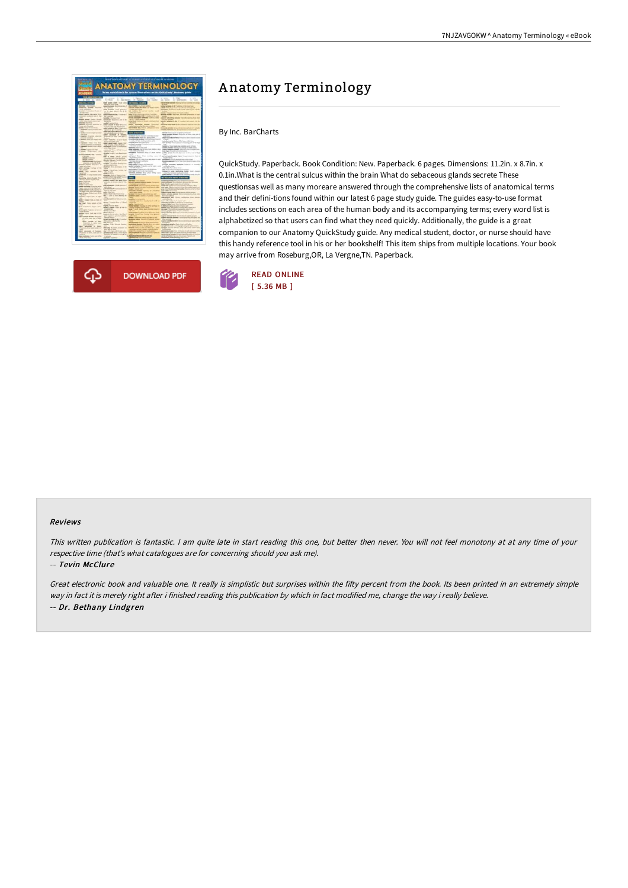# Anatomy Terminology

By Inc. BarCharts

QuickStudy. Paperback. Book Condition: New. Paperback. 6 pages. Dimensions: 11.2in. x 8.7in. x 0.1in.What is the central sulcus within the brain What do sebaceous glands secrete These questionsas well as many moreare answered through the comprehensive lists of anatomical terms and their defini-tions found within our latest 6 page study guide. The guides easy-to-use format includes sections on each area of the human body and its accompanying terms; every word list is alphabetized so that users can find what they need quickly. Additionally, the guide is a great companion to our Anatomy QuickStudy guide. Any medical student, doctor, or nurse should have this handy reference tool in his or her bookshelf! This item ships from multiple locations. Your book may arrive from Roseburg,OR, La Vergne,TN. Paperback.

DOWNLOAD PDF

READ ONLINE
[ 5.36 MB ]

## Reviews

*This written publication is fantastic. I am quite late in start reading this one, but better then never. You will not feel monotony at at any time of your respective time (that's what catalogues are for concerning should you ask me).*

*-- Tevin McClure*

*Great electronic book and valuable one. It really is simplistic but surprises within the fifty percent from the book. Its been printed in an extremely simple way in fact it is merely right after i finished reading this publication by which in fact modified me, change the way i really believe.*

*-- Dr. Bethany Lindgren*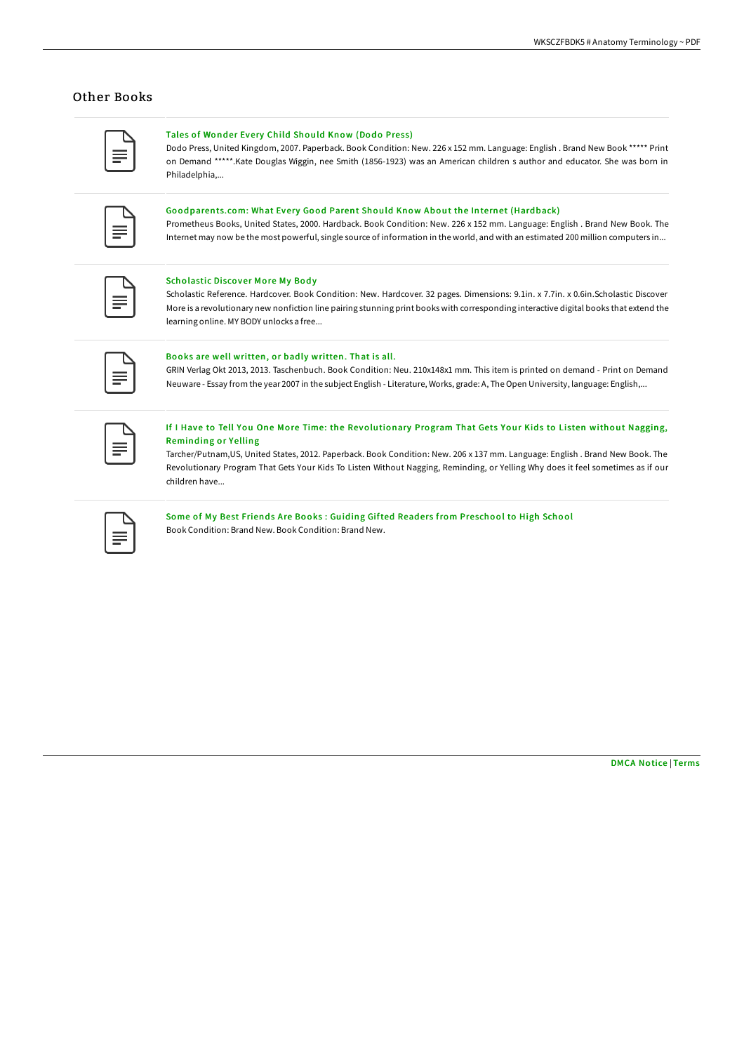## Other Books

### Tales of Wonder Every Child Should Know (Dodo Press)

Dodo Press, United Kingdom, 2007. Paperback. Book Condition: New. 226 x 152 mm. Language: English . Brand New Book ***** Print on Demand *****.Kate Douglas Wiggin, nee Smith (1856-1923) was an American children s author and educator. She was born in Philadelphia,...

### Goodparents.com: What Every Good Parent Should Know About the Internet (Hardback)

Prometheus Books, United States, 2000. Hardback. Book Condition: New. 226 x 152 mm. Language: English . Brand New Book. The Internet may now be the most powerful, single source of information in the world, and with an estimated 200 million computers in...

### Scholastic Discover More My Body

Scholastic Reference. Hardcover. Book Condition: New. Hardcover. 32 pages. Dimensions: 9.1in. x 7.7in. x 0.6in.Scholastic Discover More is a revolutionary new nonfiction line pairing stunning print books with corresponding interactive digital books that extend the learning online. MY BODY unlocks a free...

### Books are well written, or badly written. That is all.

GRIN Verlag Okt 2013, 2013. Taschenbuch. Book Condition: Neu. 210x148x1 mm. This item is printed on demand - Print on Demand Neuware - Essay from the year 2007 in the subject English - Literature, Works, grade: A, The Open University, language: English,...

### If I Have to Tell You One More Time: the Revolutionary Program That Gets Your Kids to Listen without Nagging, Reminding or Yelling

Tarcher/Putnam,US, United States, 2012. Paperback. Book Condition: New. 206 x 137 mm. Language: English . Brand New Book. The Revolutionary Program That Gets Your Kids To Listen Without Nagging, Reminding, or Yelling Why does it feel sometimes as if our children have...

### Some of My Best Friends Are Books : Guiding Gifted Readers from Preschool to High School

Book Condition: Brand New. Book Condition: Brand New.